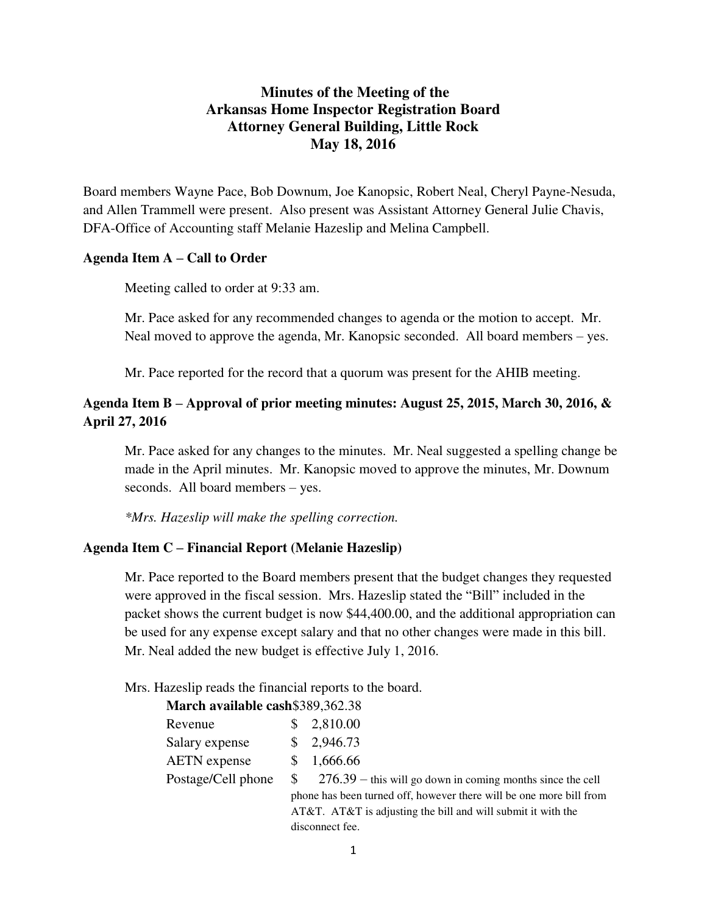# Minutes of the Meeting of the
# Arkansas Home Inspector Registration Board
# Attorney General Building, Little Rock
# May 18, 2016

Board members Wayne Pace, Bob Downum, Joe Kanopsic, Robert Neal, Cheryl Payne-Nesuda, and Allen Trammell were present. Also present was Assistant Attorney General Julie Chavis, DFA-Office of Accounting staff Melanie Hazeslip and Melina Campbell.

### Agenda Item A – Call to Order

Meeting called to order at 9:33 am.

Mr. Pace asked for any recommended changes to agenda or the motion to accept. Mr. Neal moved to approve the agenda, Mr. Kanopsic seconded. All board members – yes.

Mr. Pace reported for the record that a quorum was present for the AHIB meeting.

### Agenda Item B – Approval of prior meeting minutes: August 25, 2015, March 30, 2016, & April 27, 2016

Mr. Pace asked for any changes to the minutes. Mr. Neal suggested a spelling change be made in the April minutes. Mr. Kanopsic moved to approve the minutes, Mr. Downum seconds. All board members – yes.

*\*Mrs. Hazeslip will make the spelling correction.*

### Agenda Item C – Financial Report (Melanie Hazeslip)

Mr. Pace reported to the Board members present that the budget changes they requested were approved in the fiscal session. Mrs. Hazeslip stated the "Bill" included in the packet shows the current budget is now $44,400.00, and the additional appropriation can be used for any expense except salary and that no other changes were made in this bill. Mr. Neal added the new budget is effective July 1, 2016.

Mrs. Hazeslip reads the financial reports to the board.

| **March available cash** | $389,362.38 |
|---|---|
| Revenue | $ 2,810.00 |
| Salary expense | $ 2,946.73 |
| AETN expense | $ 1,666.66 |
| Postage/Cell phone | $ 276.39 – this will go down in coming months since the cell phone has been turned off, however there will be one more bill from AT&T. AT&T is adjusting the bill and will submit it with the disconnect fee. |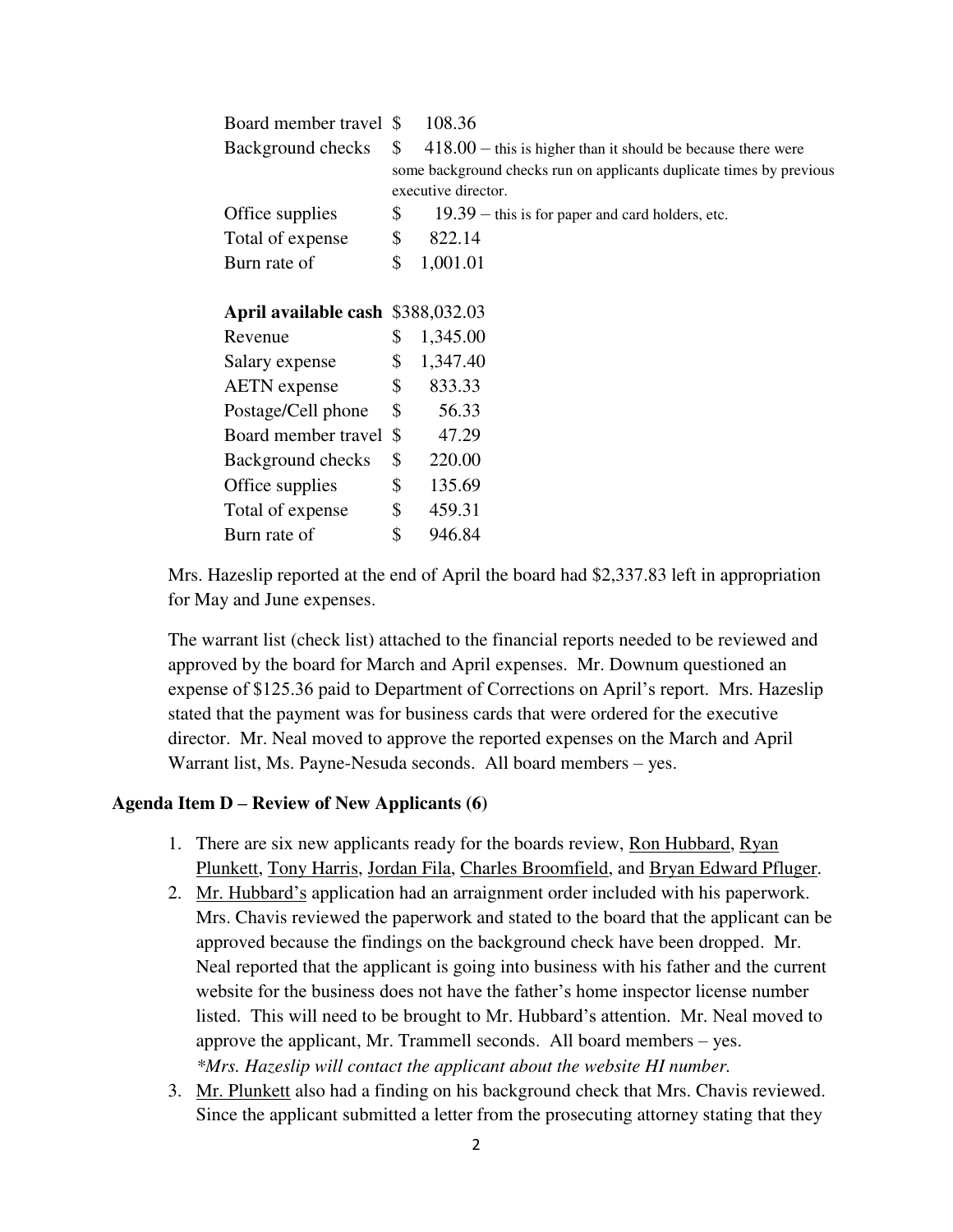| | |
|---|---|
| Board member travel | $ 108.36 |
| Background checks | $ 418.00 – this is higher than it should be because there were some background checks run on applicants duplicate times by previous executive director. |
| Office supplies | $ 19.39 – this is for paper and card holders, etc. |
| Total of expense | $ 822.14 |
| Burn rate of | $ 1,001.01 |

| **April available cash** | $388,032.03 |
|---|---|
| Revenue | $ 1,345.00 |
| Salary expense | $ 1,347.40 |
| AETN expense | $ 833.33 |
| Postage/Cell phone | $ 56.33 |
| Board member travel | $ 47.29 |
| Background checks | $ 220.00 |
| Office supplies | $ 135.69 |
| Total of expense | $ 459.31 |
| Burn rate of | $ 946.84 |

Mrs. Hazeslip reported at the end of April the board had $2,337.83 left in appropriation for May and June expenses.

The warrant list (check list) attached to the financial reports needed to be reviewed and approved by the board for March and April expenses. Mr. Downum questioned an expense of $125.36 paid to Department of Corrections on April's report. Mrs. Hazeslip stated that the payment was for business cards that were ordered for the executive director. Mr. Neal moved to approve the reported expenses on the March and April Warrant list, Ms. Payne-Nesuda seconds. All board members – yes.

**Agenda Item D – Review of New Applicants (6)**

1. There are six new applicants ready for the boards review, Ron Hubbard, Ryan Plunkett, Tony Harris, Jordan Fila, Charles Broomfield, and Bryan Edward Pfluger.
2. Mr. Hubbard's application had an arraignment order included with his paperwork. Mrs. Chavis reviewed the paperwork and stated to the board that the applicant can be approved because the findings on the background check have been dropped. Mr. Neal reported that the applicant is going into business with his father and the current website for the business does not have the father's home inspector license number listed. This will need to be brought to Mr. Hubbard's attention. Mr. Neal moved to approve the applicant, Mr. Trammell seconds. All board members – yes. *\*Mrs. Hazeslip will contact the applicant about the website HI number.*
3. Mr. Plunkett also had a finding on his background check that Mrs. Chavis reviewed. Since the applicant submitted a letter from the prosecuting attorney stating that they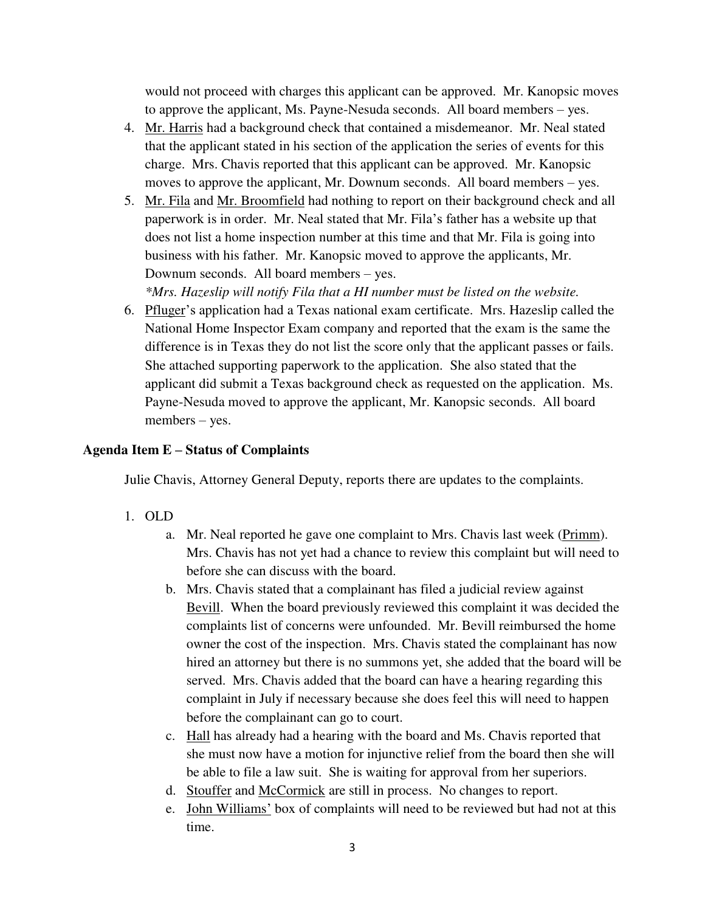would not proceed with charges this applicant can be approved. Mr. Kanopsic moves to approve the applicant, Ms. Payne-Nesuda seconds. All board members – yes.

4. Mr. Harris had a background check that contained a misdemeanor. Mr. Neal stated that the applicant stated in his section of the application the series of events for this charge. Mrs. Chavis reported that this applicant can be approved. Mr. Kanopsic moves to approve the applicant, Mr. Downum seconds. All board members – yes.
5. Mr. Fila and Mr. Broomfield had nothing to report on their background check and all paperwork is in order. Mr. Neal stated that Mr. Fila's father has a website up that does not list a home inspection number at this time and that Mr. Fila is going into business with his father. Mr. Kanopsic moved to approve the applicants, Mr. Downum seconds. All board members – yes.
   *\*Mrs. Hazeslip will notify Fila that a HI number must be listed on the website.*
6. Pfluger's application had a Texas national exam certificate. Mrs. Hazeslip called the National Home Inspector Exam company and reported that the exam is the same the difference is in Texas they do not list the score only that the applicant passes or fails. She attached supporting paperwork to the application. She also stated that the applicant did submit a Texas background check as requested on the application. Ms. Payne-Nesuda moved to approve the applicant, Mr. Kanopsic seconds. All board members – yes.

**Agenda Item E – Status of Complaints**

Julie Chavis, Attorney General Deputy, reports there are updates to the complaints.

1. OLD
   a. Mr. Neal reported he gave one complaint to Mrs. Chavis last week (Primm). Mrs. Chavis has not yet had a chance to review this complaint but will need to before she can discuss with the board.
   b. Mrs. Chavis stated that a complainant has filed a judicial review against Bevill. When the board previously reviewed this complaint it was decided the complaints list of concerns were unfounded. Mr. Bevill reimbursed the home owner the cost of the inspection. Mrs. Chavis stated the complainant has now hired an attorney but there is no summons yet, she added that the board will be served. Mrs. Chavis added that the board can have a hearing regarding this complaint in July if necessary because she does feel this will need to happen before the complainant can go to court.
   c. Hall has already had a hearing with the board and Ms. Chavis reported that she must now have a motion for injunctive relief from the board then she will be able to file a law suit. She is waiting for approval from her superiors.
   d. Stouffer and McCormick are still in process. No changes to report.
   e. John Williams' box of complaints will need to be reviewed but had not at this time.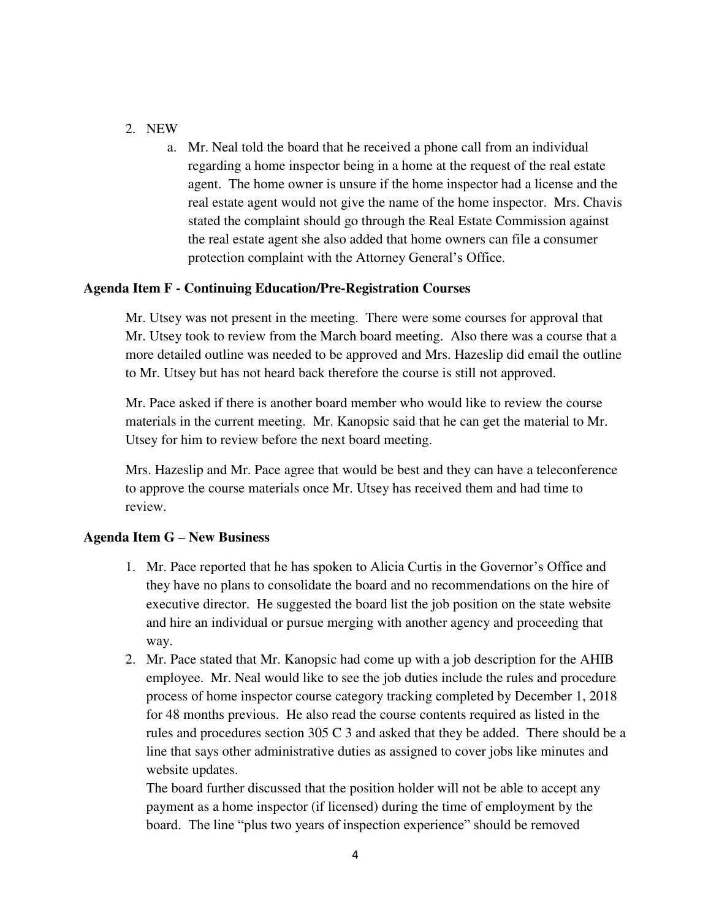2. NEW
   a. Mr. Neal told the board that he received a phone call from an individual regarding a home inspector being in a home at the request of the real estate agent. The home owner is unsure if the home inspector had a license and the real estate agent would not give the name of the home inspector. Mrs. Chavis stated the complaint should go through the Real Estate Commission against the real estate agent she also added that home owners can file a consumer protection complaint with the Attorney General's Office.

**Agenda Item F - Continuing Education/Pre-Registration Courses**

Mr. Utsey was not present in the meeting. There were some courses for approval that Mr. Utsey took to review from the March board meeting. Also there was a course that a more detailed outline was needed to be approved and Mrs. Hazeslip did email the outline to Mr. Utsey but has not heard back therefore the course is still not approved.

Mr. Pace asked if there is another board member who would like to review the course materials in the current meeting. Mr. Kanopsic said that he can get the material to Mr. Utsey for him to review before the next board meeting.

Mrs. Hazeslip and Mr. Pace agree that would be best and they can have a teleconference to approve the course materials once Mr. Utsey has received them and had time to review.

**Agenda Item G – New Business**

1. Mr. Pace reported that he has spoken to Alicia Curtis in the Governor's Office and they have no plans to consolidate the board and no recommendations on the hire of executive director. He suggested the board list the job position on the state website and hire an individual or pursue merging with another agency and proceeding that way.
2. Mr. Pace stated that Mr. Kanopsic had come up with a job description for the AHIB employee. Mr. Neal would like to see the job duties include the rules and procedure process of home inspector course category tracking completed by December 1, 2018 for 48 months previous. He also read the course contents required as listed in the rules and procedures section 305 C 3 and asked that they be added. There should be a line that says other administrative duties as assigned to cover jobs like minutes and website updates.
   The board further discussed that the position holder will not be able to accept any payment as a home inspector (if licensed) during the time of employment by the board. The line "plus two years of inspection experience" should be removed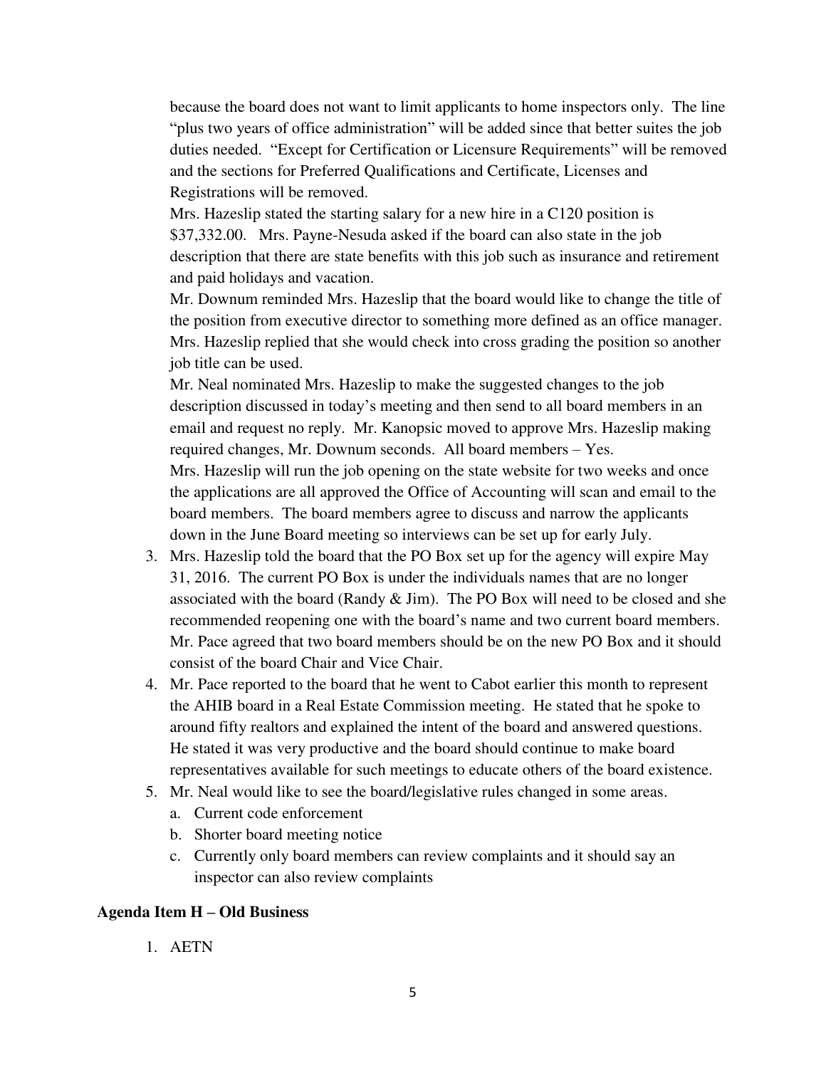because the board does not want to limit applicants to home inspectors only. The line "plus two years of office administration" will be added since that better suites the job duties needed. "Except for Certification or Licensure Requirements" will be removed and the sections for Preferred Qualifications and Certificate, Licenses and Registrations will be removed.

Mrs. Hazeslip stated the starting salary for a new hire in a C120 position is $37,332.00. Mrs. Payne-Nesuda asked if the board can also state in the job description that there are state benefits with this job such as insurance and retirement and paid holidays and vacation.

Mr. Downum reminded Mrs. Hazeslip that the board would like to change the title of the position from executive director to something more defined as an office manager. Mrs. Hazeslip replied that she would check into cross grading the position so another job title can be used.

Mr. Neal nominated Mrs. Hazeslip to make the suggested changes to the job description discussed in today's meeting and then send to all board members in an email and request no reply. Mr. Kanopsic moved to approve Mrs. Hazeslip making required changes, Mr. Downum seconds. All board members – Yes.

Mrs. Hazeslip will run the job opening on the state website for two weeks and once the applications are all approved the Office of Accounting will scan and email to the board members. The board members agree to discuss and narrow the applicants down in the June Board meeting so interviews can be set up for early July.

3. Mrs. Hazeslip told the board that the PO Box set up for the agency will expire May 31, 2016. The current PO Box is under the individuals names that are no longer associated with the board (Randy & Jim). The PO Box will need to be closed and she recommended reopening one with the board's name and two current board members. Mr. Pace agreed that two board members should be on the new PO Box and it should consist of the board Chair and Vice Chair.
4. Mr. Pace reported to the board that he went to Cabot earlier this month to represent the AHIB board in a Real Estate Commission meeting. He stated that he spoke to around fifty realtors and explained the intent of the board and answered questions. He stated it was very productive and the board should continue to make board representatives available for such meetings to educate others of the board existence.
5. Mr. Neal would like to see the board/legislative rules changed in some areas.
   a. Current code enforcement
   b. Shorter board meeting notice
   c. Currently only board members can review complaints and it should say an inspector can also review complaints

**Agenda Item H – Old Business**

1. AETN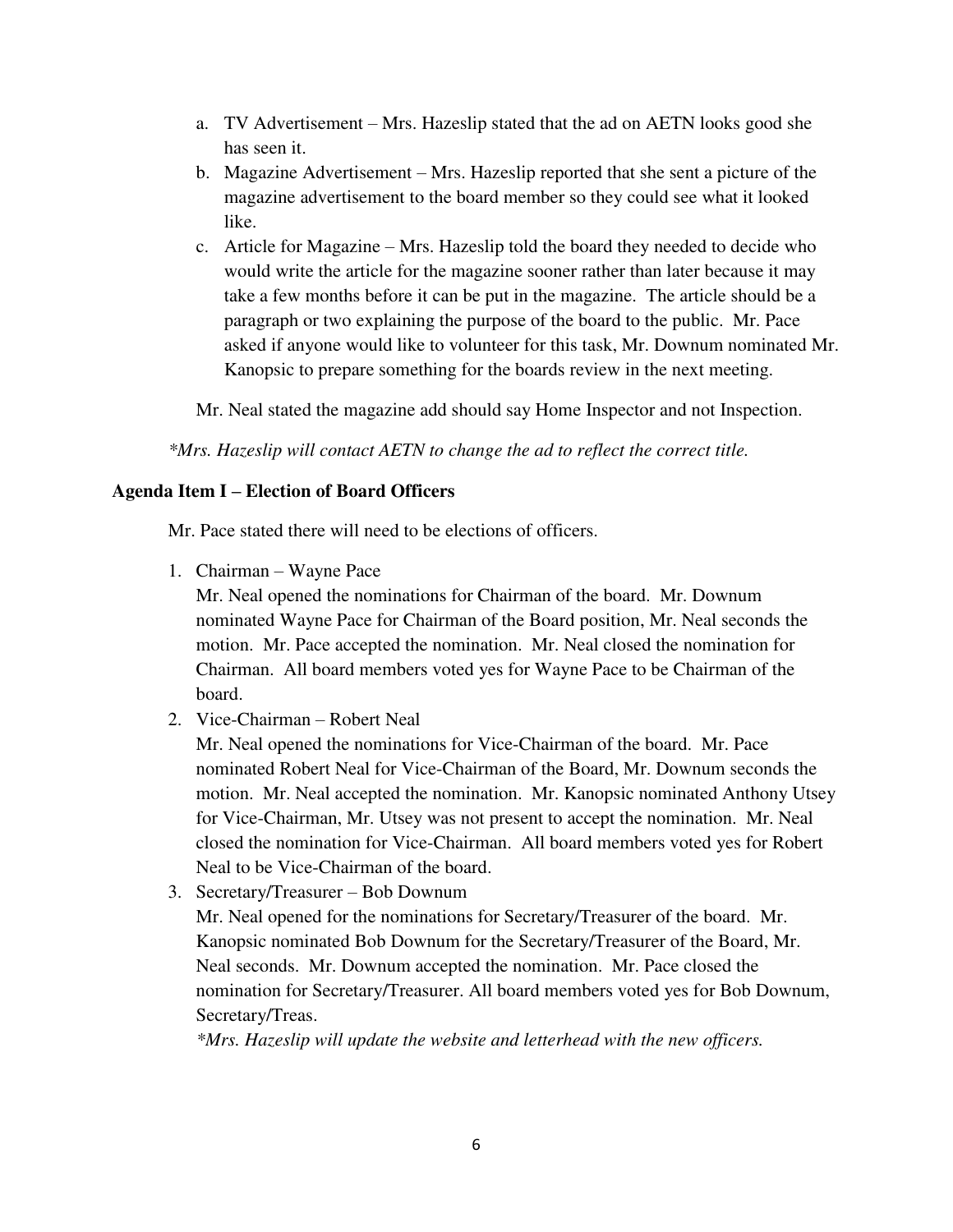a. TV Advertisement – Mrs. Hazeslip stated that the ad on AETN looks good she has seen it.
b. Magazine Advertisement – Mrs. Hazeslip reported that she sent a picture of the magazine advertisement to the board member so they could see what it looked like.
c. Article for Magazine – Mrs. Hazeslip told the board they needed to decide who would write the article for the magazine sooner rather than later because it may take a few months before it can be put in the magazine. The article should be a paragraph or two explaining the purpose of the board to the public. Mr. Pace asked if anyone would like to volunteer for this task, Mr. Downum nominated Mr. Kanopsic to prepare something for the boards review in the next meeting.

Mr. Neal stated the magazine add should say Home Inspector and not Inspection.

*\*Mrs. Hazeslip will contact AETN to change the ad to reflect the correct title.*

**Agenda Item I – Election of Board Officers**

Mr. Pace stated there will need to be elections of officers.

1. Chairman – Wayne Pace
   Mr. Neal opened the nominations for Chairman of the board. Mr. Downum nominated Wayne Pace for Chairman of the Board position, Mr. Neal seconds the motion. Mr. Pace accepted the nomination. Mr. Neal closed the nomination for Chairman. All board members voted yes for Wayne Pace to be Chairman of the board.
2. Vice-Chairman – Robert Neal
   Mr. Neal opened the nominations for Vice-Chairman of the board. Mr. Pace nominated Robert Neal for Vice-Chairman of the Board, Mr. Downum seconds the motion. Mr. Neal accepted the nomination. Mr. Kanopsic nominated Anthony Utsey for Vice-Chairman, Mr. Utsey was not present to accept the nomination. Mr. Neal closed the nomination for Vice-Chairman. All board members voted yes for Robert Neal to be Vice-Chairman of the board.
3. Secretary/Treasurer – Bob Downum
   Mr. Neal opened for the nominations for Secretary/Treasurer of the board. Mr. Kanopsic nominated Bob Downum for the Secretary/Treasurer of the Board, Mr. Neal seconds. Mr. Downum accepted the nomination. Mr. Pace closed the nomination for Secretary/Treasurer. All board members voted yes for Bob Downum, Secretary/Treas.
   *\*Mrs. Hazeslip will update the website and letterhead with the new officers.*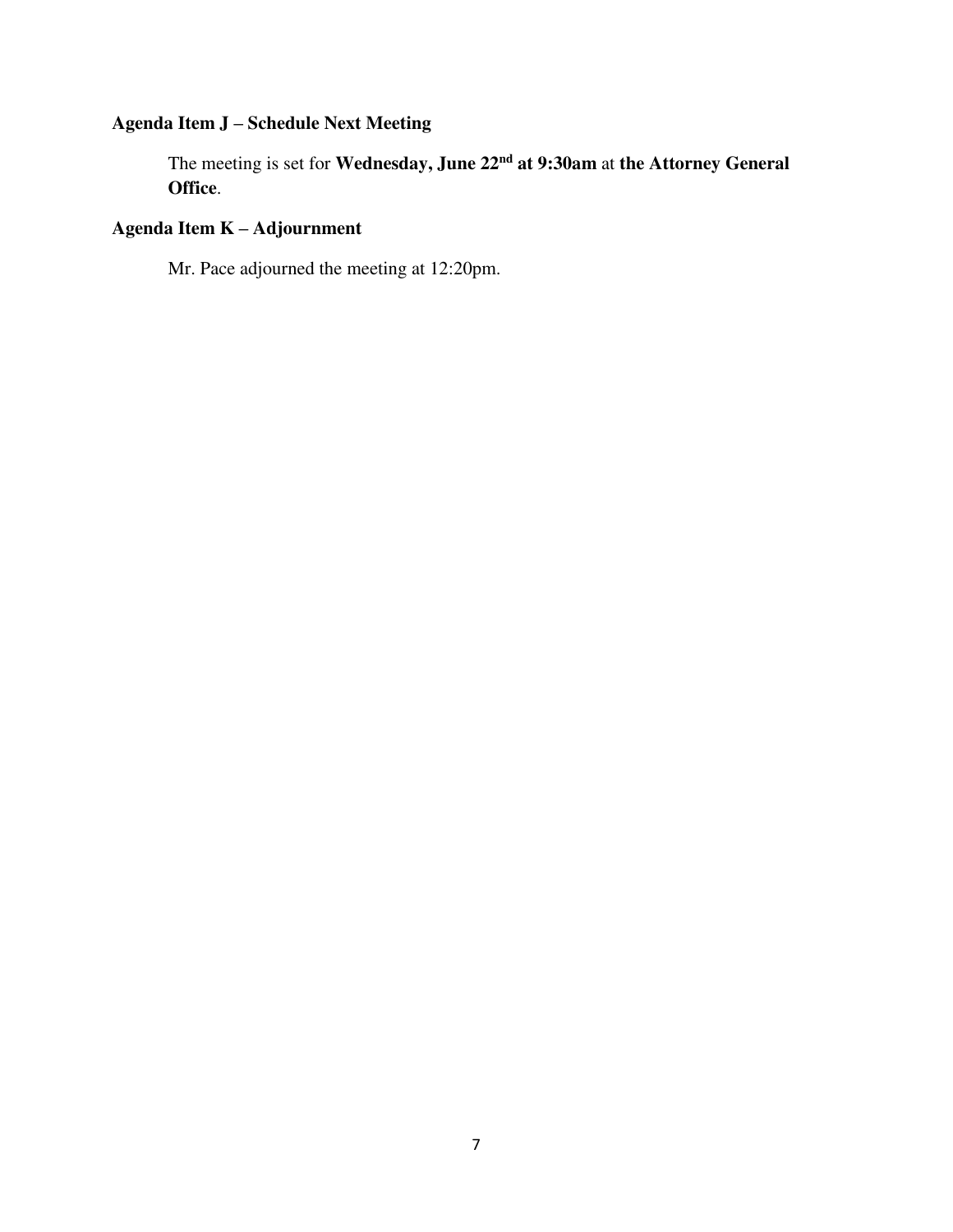**Agenda Item J – Schedule Next Meeting**

The meeting is set for **Wednesday, June 22nd at 9:30am** at **the Attorney General Office**.

**Agenda Item K – Adjournment**

Mr. Pace adjourned the meeting at 12:20pm.